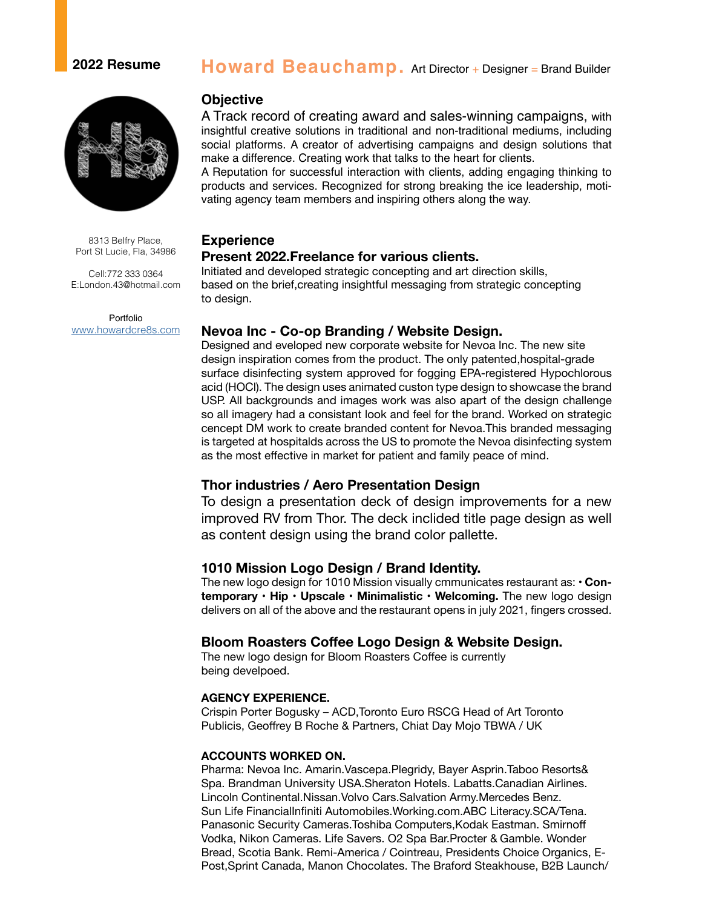**2022 Resume**

# Howard Beauchamp. Art Director + Designer = Brand Builder

8313 Belfry Place,
Port St Lucie, Fla, 34986

Cell:772 333 0364
E:London.43@hotmail.com

Portfolio
www.howardcre8s.com

## Objective

A Track record of creating award and sales-winning campaigns, with insightful creative solutions in traditional and non-traditional mediums, including social platforms. A creator of advertising campaigns and design solutions that make a difference. Creating work that talks to the heart for clients.
A Reputation for successful interaction with clients, adding engaging thinking to products and services. Recognized for strong breaking the ice leadership, motivating agency team members and inspiring others along the way.

## Experience

### Present 2022.Freelance for various clients.

Initiated and developed strategic concepting and art direction skills, based on the brief,creating insightful messaging from strategic concepting to design.

### Nevoa Inc - Co-op Branding / Website Design.

Designed and eveloped new corporate website for Nevoa Inc. The new site design inspiration comes from the product. The only patented,hospital-grade surface disinfecting system approved for fogging EPA-registered Hypochlorous acid (HOCl). The design uses animated custon type design to showcase the brand USP. All backgrounds and images work was also apart of the design challenge so all imagery had a consistant look and feel for the brand. Worked on strategic cencept DM work to create branded content for Nevoa.This branded messaging is targeted at hospitalds across the US to promote the Nevoa disinfecting system as the most effective in market for patient and family peace of mind.

### Thor industries / Aero Presentation Design

To design a presentation deck of design improvements for a new improved RV from Thor. The deck inclided title page design as well as content design using the brand color pallette.

### 1010 Mission Logo Design / Brand Identity.

The new logo design for 1010 Mission visually cmmunicates restaurant as: • **Contemporary • Hip • Upscale • Minimalistic • Welcoming.** The new logo design delivers on all of the above and the restaurant opens in july 2021, fingers crossed.

### Bloom Roasters Coffee Logo Design & Website Design.

The new logo design for Bloom Roasters Coffee is currently being develpoed.

#### AGENCY EXPERIENCE.

Crispin Porter Bogusky – ACD,Toronto Euro RSCG Head of Art Toronto
Publicis, Geoffrey B Roche & Partners, Chiat Day Mojo TBWA / UK

#### ACCOUNTS WORKED ON.

Pharma: Nevoa Inc. Amarin.Vascepa.Plegridy, Bayer Asprin.Taboo Resorts& Spa. Brandman University USA.Sheraton Hotels. Labatts.Canadian Airlines. Lincoln Continental.Nissan.Volvo Cars.Salvation Army.Mercedes Benz. Sun Life FinancialInfiniti Automobiles.Working.com.ABC Literacy.SCA/Tena. Panasonic Security Cameras.Toshiba Computers,Kodak Eastman. Smirnoff Vodka, Nikon Cameras. Life Savers. O2 Spa Bar.Procter & Gamble. Wonder Bread, Scotia Bank. Remi-America / Cointreau, Presidents Choice Organics, E-Post,Sprint Canada, Manon Chocolates. The Braford Steakhouse, B2B Launch/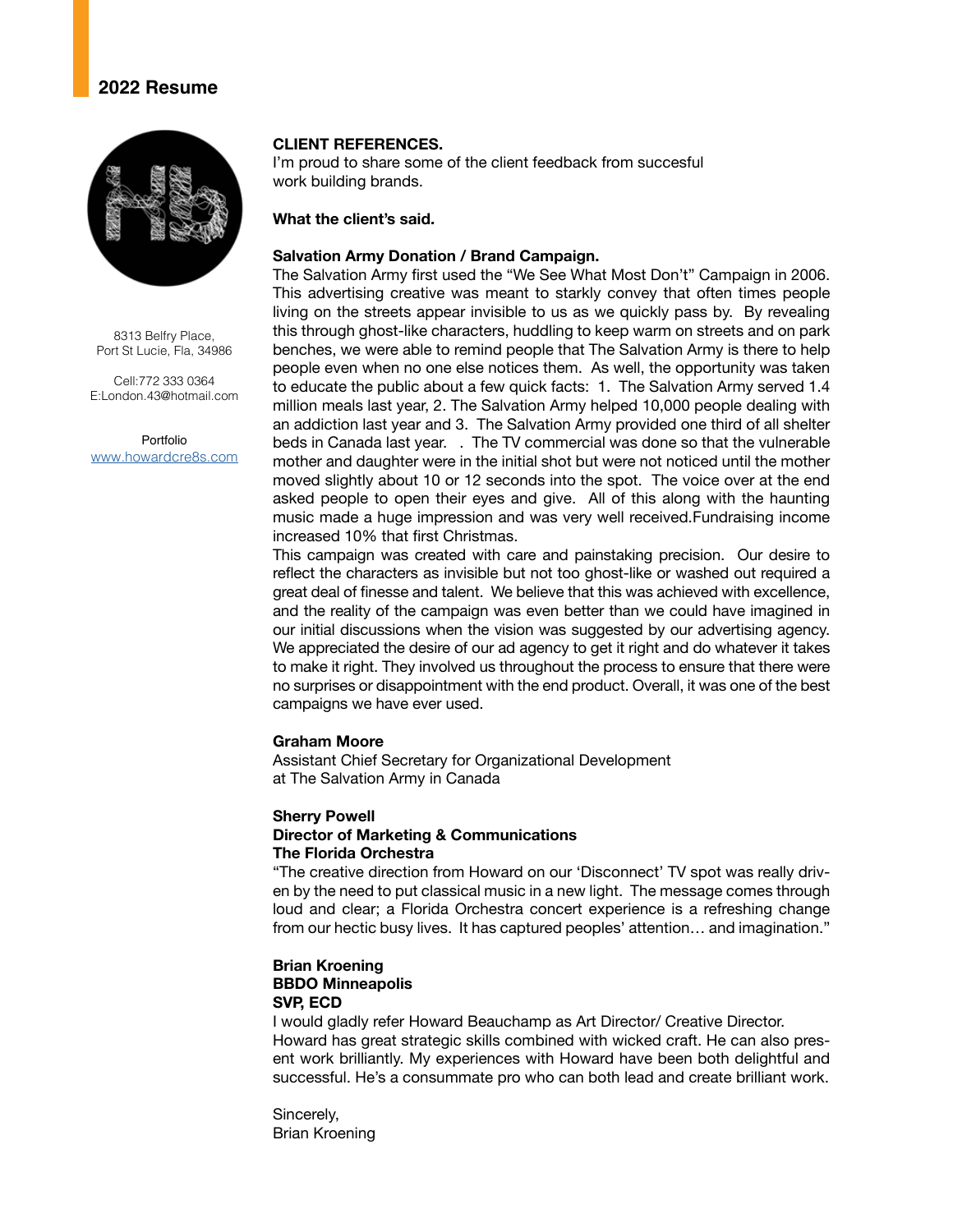## 2022 Resume

8313 Belfry Place,
Port St Lucie, Fla, 34986

Cell:772 333 0364
E:London.43@hotmail.com

Portfolio
www.howardcre8s.com

**CLIENT REFERENCES.**
I'm proud to share some of the client feedback from succesful work building brands.

**What the client's said.**

**Salvation Army Donation / Brand Campaign.**
The Salvation Army first used the "We See What Most Don't" Campaign in 2006. This advertising creative was meant to starkly convey that often times people living on the streets appear invisible to us as we quickly pass by. By revealing this through ghost-like characters, huddling to keep warm on streets and on park benches, we were able to remind people that The Salvation Army is there to help people even when no one else notices them. As well, the opportunity was taken to educate the public about a few quick facts: 1. The Salvation Army served 1.4 million meals last year, 2. The Salvation Army helped 10,000 people dealing with an addiction last year and 3. The Salvation Army provided one third of all shelter beds in Canada last year. . The TV commercial was done so that the vulnerable mother and daughter were in the initial shot but were not noticed until the mother moved slightly about 10 or 12 seconds into the spot. The voice over at the end asked people to open their eyes and give. All of this along with the haunting music made a huge impression and was very well received.Fundraising income increased 10% that first Christmas.
This campaign was created with care and painstaking precision. Our desire to reflect the characters as invisible but not too ghost-like or washed out required a great deal of finesse and talent. We believe that this was achieved with excellence, and the reality of the campaign was even better than we could have imagined in our initial discussions when the vision was suggested by our advertising agency. We appreciated the desire of our ad agency to get it right and do whatever it takes to make it right. They involved us throughout the process to ensure that there were no surprises or disappointment with the end product. Overall, it was one of the best campaigns we have ever used.

**Graham Moore**
Assistant Chief Secretary for Organizational Development
at The Salvation Army in Canada

**Sherry Powell**
**Director of Marketing & Communications**
**The Florida Orchestra**
"The creative direction from Howard on our 'Disconnect' TV spot was really driven by the need to put classical music in a new light. The message comes through loud and clear; a Florida Orchestra concert experience is a refreshing change from our hectic busy lives. It has captured peoples' attention… and imagination."

**Brian Kroening**
**BBDO Minneapolis**
**SVP, ECD**
I would gladly refer Howard Beauchamp as Art Director/ Creative Director.
Howard has great strategic skills combined with wicked craft. He can also present work brilliantly. My experiences with Howard have been both delightful and successful. He's a consummate pro who can both lead and create brilliant work.

Sincerely,
Brian Kroening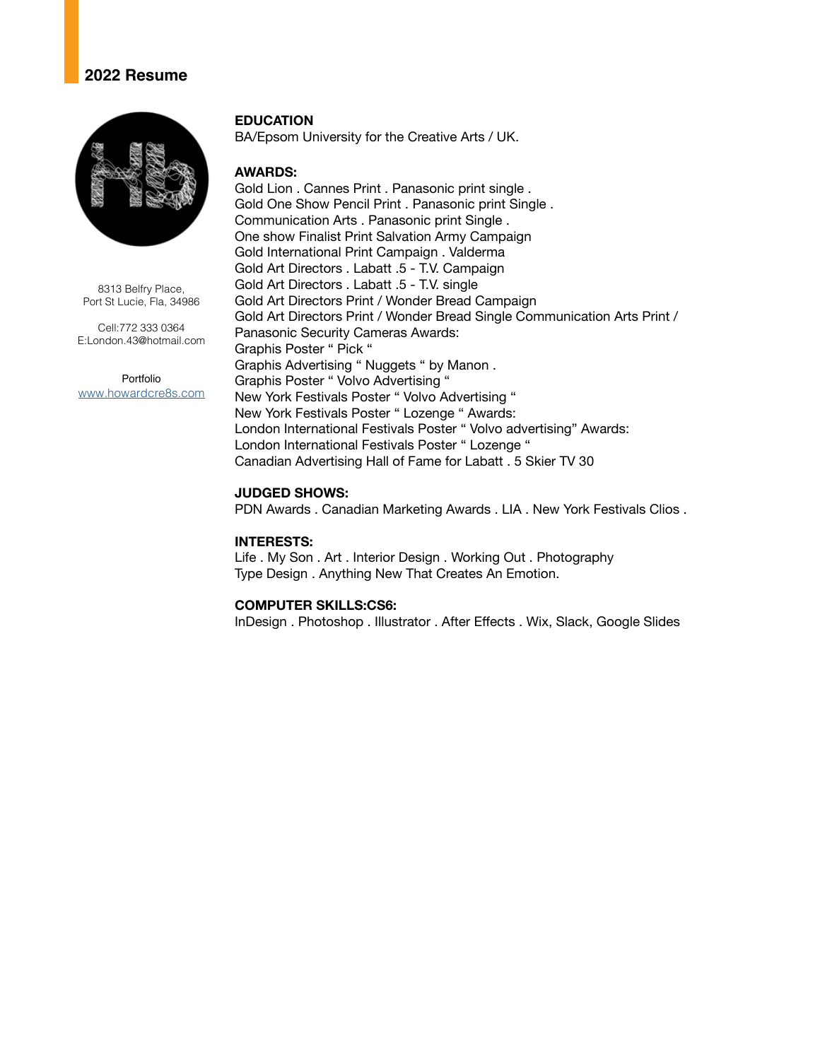## 2022 Resume

8313 Belfry Place,
Port St Lucie, Fla, 34986

Cell:772 333 0364
E:London.43@hotmail.com

Portfolio
www.howardcre8s.com

**EDUCATION**
BA/Epsom University for the Creative Arts / UK.

**AWARDS:**
Gold Lion . Cannes Print . Panasonic print single .
Gold One Show Pencil Print . Panasonic print Single .
Communication Arts . Panasonic print Single .
One show Finalist Print Salvation Army Campaign
Gold International Print Campaign . Valderma
Gold Art Directors . Labatt .5 - T.V. Campaign
Gold Art Directors . Labatt .5 - T.V. single
Gold Art Directors Print / Wonder Bread Campaign
Gold Art Directors Print / Wonder Bread Single Communication Arts Print /
Panasonic Security Cameras Awards:
Graphis Poster " Pick "
Graphis Advertising " Nuggets " by Manon .
Graphis Poster " Volvo Advertising "
New York Festivals Poster " Volvo Advertising "
New York Festivals Poster " Lozenge " Awards:
London International Festivals Poster " Volvo advertising" Awards:
London International Festivals Poster " Lozenge "
Canadian Advertising Hall of Fame for Labatt . 5 Skier TV 30

**JUDGED SHOWS:**
PDN Awards . Canadian Marketing Awards . LIA . New York Festivals Clios .

**INTERESTS:**
Life . My Son . Art . Interior Design . Working Out . Photography
Type Design . Anything New That Creates An Emotion.

**COMPUTER SKILLS:CS6:**
InDesign . Photoshop . Illustrator . After Effects . Wix, Slack, Google Slides